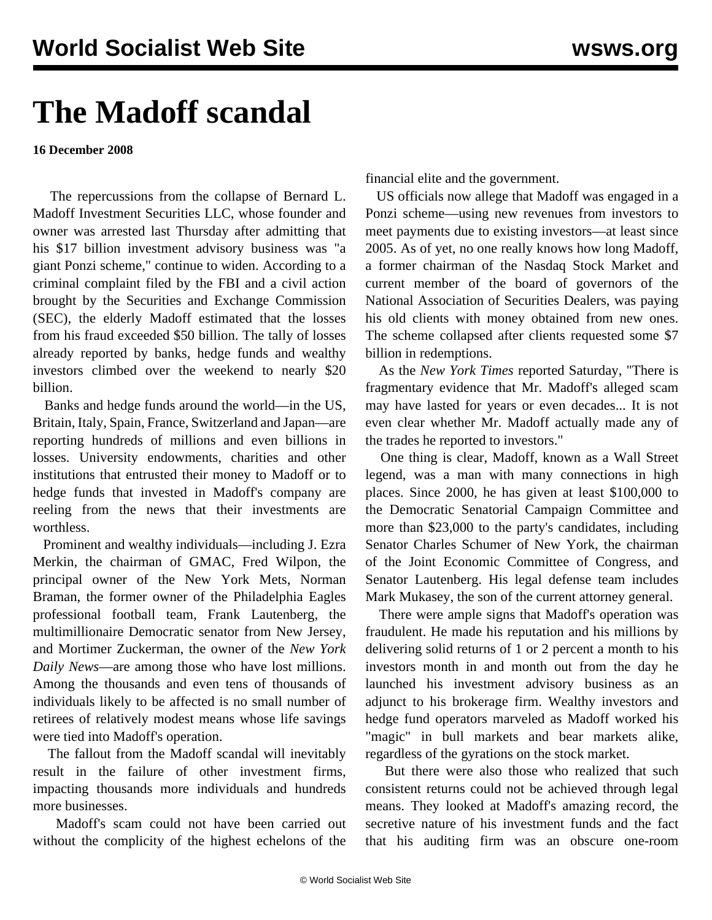# The Madoff scandal

**16 December 2008**

The repercussions from the collapse of Bernard L. Madoff Investment Securities LLC, whose founder and owner was arrested last Thursday after admitting that his $17 billion investment advisory business was "a giant Ponzi scheme," continue to widen. According to a criminal complaint filed by the FBI and a civil action brought by the Securities and Exchange Commission (SEC), the elderly Madoff estimated that the losses from his fraud exceeded $50 billion. The tally of losses already reported by banks, hedge funds and wealthy investors climbed over the weekend to nearly $20 billion.

Banks and hedge funds around the world—in the US, Britain, Italy, Spain, France, Switzerland and Japan—are reporting hundreds of millions and even billions in losses. University endowments, charities and other institutions that entrusted their money to Madoff or to hedge funds that invested in Madoff's company are reeling from the news that their investments are worthless.

Prominent and wealthy individuals—including J. Ezra Merkin, the chairman of GMAC, Fred Wilpon, the principal owner of the New York Mets, Norman Braman, the former owner of the Philadelphia Eagles professional football team, Frank Lautenberg, the multimillionaire Democratic senator from New Jersey, and Mortimer Zuckerman, the owner of the *New York Daily News*—are among those who have lost millions. Among the thousands and even tens of thousands of individuals likely to be affected is no small number of retirees of relatively modest means whose life savings were tied into Madoff's operation.

The fallout from the Madoff scandal will inevitably result in the failure of other investment firms, impacting thousands more individuals and hundreds more businesses.

Madoff's scam could not have been carried out without the complicity of the highest echelons of the financial elite and the government.

US officials now allege that Madoff was engaged in a Ponzi scheme—using new revenues from investors to meet payments due to existing investors—at least since 2005. As of yet, no one really knows how long Madoff, a former chairman of the Nasdaq Stock Market and current member of the board of governors of the National Association of Securities Dealers, was paying his old clients with money obtained from new ones. The scheme collapsed after clients requested some $7 billion in redemptions.

As the *New York Times* reported Saturday, "There is fragmentary evidence that Mr. Madoff's alleged scam may have lasted for years or even decades... It is not even clear whether Mr. Madoff actually made any of the trades he reported to investors."

One thing is clear, Madoff, known as a Wall Street legend, was a man with many connections in high places. Since 2000, he has given at least $100,000 to the Democratic Senatorial Campaign Committee and more than $23,000 to the party's candidates, including Senator Charles Schumer of New York, the chairman of the Joint Economic Committee of Congress, and Senator Lautenberg. His legal defense team includes Mark Mukasey, the son of the current attorney general.

There were ample signs that Madoff's operation was fraudulent. He made his reputation and his millions by delivering solid returns of 1 or 2 percent a month to his investors month in and month out from the day he launched his investment advisory business as an adjunct to his brokerage firm. Wealthy investors and hedge fund operators marveled as Madoff worked his "magic" in bull markets and bear markets alike, regardless of the gyrations on the stock market.

But there were also those who realized that such consistent returns could not be achieved through legal means. They looked at Madoff's amazing record, the secretive nature of his investment funds and the fact that his auditing firm was an obscure one-room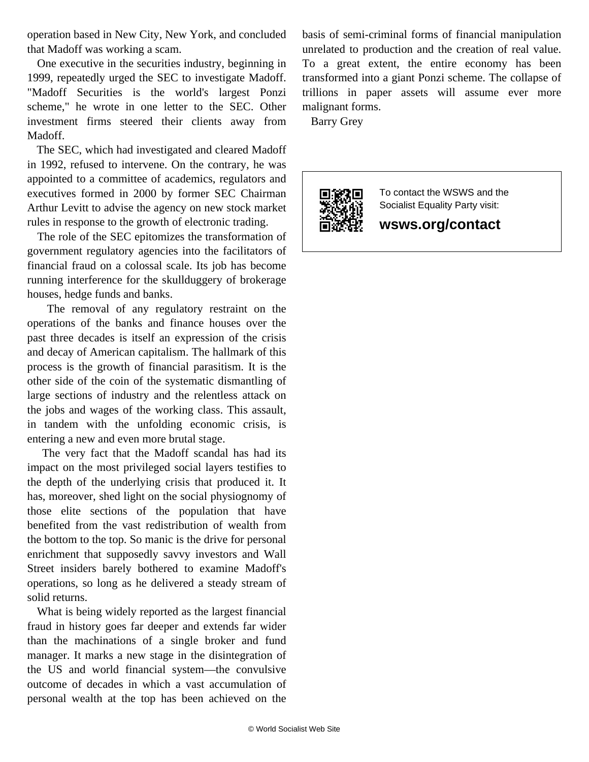operation based in New City, New York, and concluded that Madoff was working a scam.

One executive in the securities industry, beginning in 1999, repeatedly urged the SEC to investigate Madoff. "Madoff Securities is the world's largest Ponzi scheme," he wrote in one letter to the SEC. Other investment firms steered their clients away from Madoff.

The SEC, which had investigated and cleared Madoff in 1992, refused to intervene. On the contrary, he was appointed to a committee of academics, regulators and executives formed in 2000 by former SEC Chairman Arthur Levitt to advise the agency on new stock market rules in response to the growth of electronic trading.

The role of the SEC epitomizes the transformation of government regulatory agencies into the facilitators of financial fraud on a colossal scale. Its job has become running interference for the skullduggery of brokerage houses, hedge funds and banks.

The removal of any regulatory restraint on the operations of the banks and finance houses over the past three decades is itself an expression of the crisis and decay of American capitalism. The hallmark of this process is the growth of financial parasitism. It is the other side of the coin of the systematic dismantling of large sections of industry and the relentless attack on the jobs and wages of the working class. This assault, in tandem with the unfolding economic crisis, is entering a new and even more brutal stage.

The very fact that the Madoff scandal has had its impact on the most privileged social layers testifies to the depth of the underlying crisis that produced it. It has, moreover, shed light on the social physiognomy of those elite sections of the population that have benefited from the vast redistribution of wealth from the bottom to the top. So manic is the drive for personal enrichment that supposedly savvy investors and Wall Street insiders barely bothered to examine Madoff's operations, so long as he delivered a steady stream of solid returns.

What is being widely reported as the largest financial fraud in history goes far deeper and extends far wider than the machinations of a single broker and fund manager. It marks a new stage in the disintegration of the US and world financial system—the convulsive outcome of decades in which a vast accumulation of personal wealth at the top has been achieved on the basis of semi-criminal forms of financial manipulation unrelated to production and the creation of real value. To a great extent, the entire economy has been transformed into a giant Ponzi scheme. The collapse of trillions in paper assets will assume ever more malignant forms.

Barry Grey

To contact the WSWS and the Socialist Equality Party visit:

**wsws.org/contact**